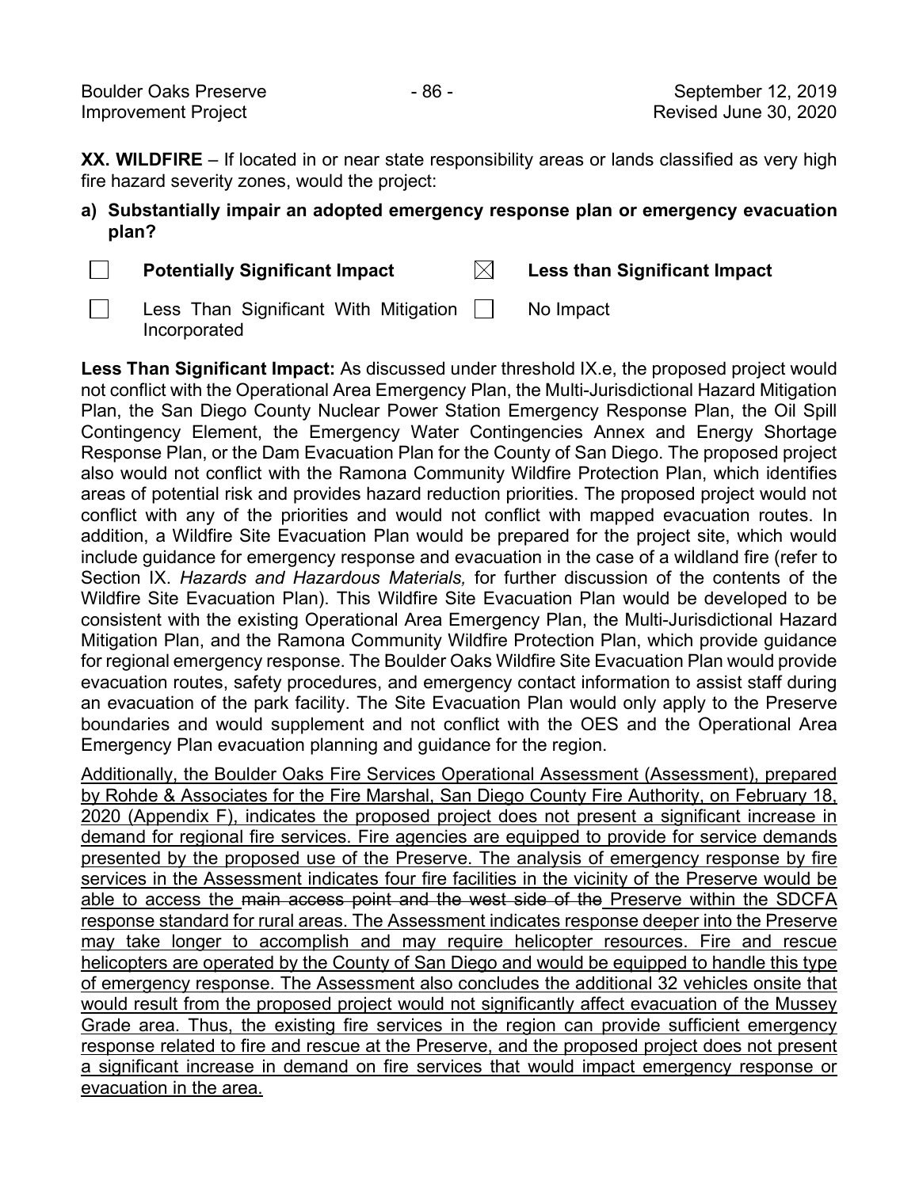**XX. WILDFIRE** – If located in or near state responsibility areas or lands classified as very high fire hazard severity zones, would the project:

**a) Substantially impair an adopted emergency response plan or emergency evacuation plan?**

- ☐ **Potentially Significant Impact**
- ☒ **Less than Significant Impact**
- ☐ Less Than Significant With Mitigation Incorporated
- ☐ No Impact

**Less Than Significant Impact:** As discussed under threshold IX.e, the proposed project would not conflict with the Operational Area Emergency Plan, the Multi-Jurisdictional Hazard Mitigation Plan, the San Diego County Nuclear Power Station Emergency Response Plan, the Oil Spill Contingency Element, the Emergency Water Contingencies Annex and Energy Shortage Response Plan, or the Dam Evacuation Plan for the County of San Diego. The proposed project also would not conflict with the Ramona Community Wildfire Protection Plan, which identifies areas of potential risk and provides hazard reduction priorities. The proposed project would not conflict with any of the priorities and would not conflict with mapped evacuation routes. In addition, a Wildfire Site Evacuation Plan would be prepared for the project site, which would include guidance for emergency response and evacuation in the case of a wildland fire (refer to Section IX. *Hazards and Hazardous Materials,* for further discussion of the contents of the Wildfire Site Evacuation Plan). This Wildfire Site Evacuation Plan would be developed to be consistent with the existing Operational Area Emergency Plan, the Multi-Jurisdictional Hazard Mitigation Plan, and the Ramona Community Wildfire Protection Plan, which provide guidance for regional emergency response. The Boulder Oaks Wildfire Site Evacuation Plan would provide evacuation routes, safety procedures, and emergency contact information to assist staff during an evacuation of the park facility. The Site Evacuation Plan would only apply to the Preserve boundaries and would supplement and not conflict with the OES and the Operational Area Emergency Plan evacuation planning and guidance for the region.

<u>Additionally, the Boulder Oaks Fire Services Operational Assessment (Assessment), prepared by Rohde & Associates for the Fire Marshal, San Diego County Fire Authority, on February 18, 2020 (Appendix F), indicates the proposed project does not present a significant increase in demand for regional fire services. Fire agencies are equipped to provide for service demands presented by the proposed use of the Preserve. The analysis of emergency response by fire services in the Assessment indicates four fire facilities in the vicinity of the Preserve would be able to access the ~~main access point and the west side of the~~ Preserve within the SDCFA response standard for rural areas. The Assessment indicates response deeper into the Preserve may take longer to accomplish and may require helicopter resources. Fire and rescue helicopters are operated by the County of San Diego and would be equipped to handle this type of emergency response. The Assessment also concludes the additional 32 vehicles onsite that would result from the proposed project would not significantly affect evacuation of the Mussey Grade area. Thus, the existing fire services in the region can provide sufficient emergency response related to fire and rescue at the Preserve, and the proposed project does not present a significant increase in demand on fire services that would impact emergency response or evacuation in the area.</u>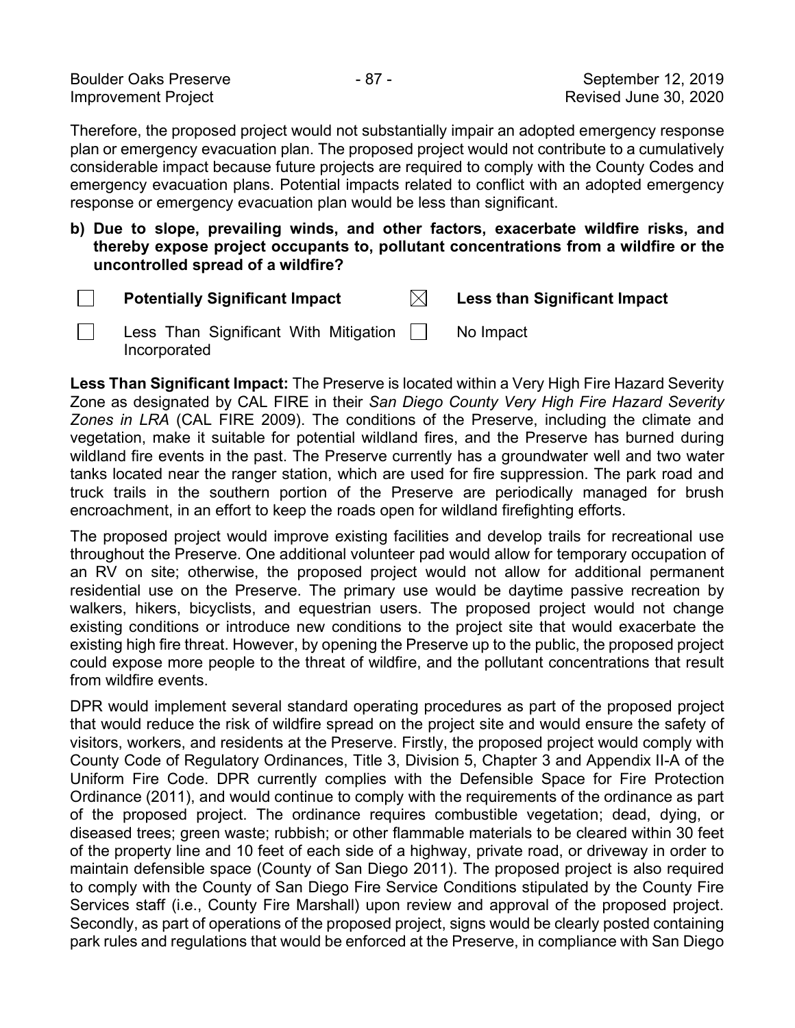Therefore, the proposed project would not substantially impair an adopted emergency response plan or emergency evacuation plan. The proposed project would not contribute to a cumulatively considerable impact because future projects are required to comply with the County Codes and emergency evacuation plans. Potential impacts related to conflict with an adopted emergency response or emergency evacuation plan would be less than significant.

**b) Due to slope, prevailing winds, and other factors, exacerbate wildfire risks, and thereby expose project occupants to, pollutant concentrations from a wildfire or the uncontrolled spread of a wildfire?**

| | | | |
|---|---|---|---|
| ☐ | **Potentially Significant Impact** | ☒ | **Less than Significant Impact** |
| ☐ | Less Than Significant With Mitigation Incorporated | ☐ | No Impact |

**Less Than Significant Impact:** The Preserve is located within a Very High Fire Hazard Severity Zone as designated by CAL FIRE in their *San Diego County Very High Fire Hazard Severity Zones in LRA* (CAL FIRE 2009). The conditions of the Preserve, including the climate and vegetation, make it suitable for potential wildland fires, and the Preserve has burned during wildland fire events in the past. The Preserve currently has a groundwater well and two water tanks located near the ranger station, which are used for fire suppression. The park road and truck trails in the southern portion of the Preserve are periodically managed for brush encroachment, in an effort to keep the roads open for wildland firefighting efforts.

The proposed project would improve existing facilities and develop trails for recreational use throughout the Preserve. One additional volunteer pad would allow for temporary occupation of an RV on site; otherwise, the proposed project would not allow for additional permanent residential use on the Preserve. The primary use would be daytime passive recreation by walkers, hikers, bicyclists, and equestrian users. The proposed project would not change existing conditions or introduce new conditions to the project site that would exacerbate the existing high fire threat. However, by opening the Preserve up to the public, the proposed project could expose more people to the threat of wildfire, and the pollutant concentrations that result from wildfire events.

DPR would implement several standard operating procedures as part of the proposed project that would reduce the risk of wildfire spread on the project site and would ensure the safety of visitors, workers, and residents at the Preserve. Firstly, the proposed project would comply with County Code of Regulatory Ordinances, Title 3, Division 5, Chapter 3 and Appendix II-A of the Uniform Fire Code. DPR currently complies with the Defensible Space for Fire Protection Ordinance (2011), and would continue to comply with the requirements of the ordinance as part of the proposed project. The ordinance requires combustible vegetation; dead, dying, or diseased trees; green waste; rubbish; or other flammable materials to be cleared within 30 feet of the property line and 10 feet of each side of a highway, private road, or driveway in order to maintain defensible space (County of San Diego 2011). The proposed project is also required to comply with the County of San Diego Fire Service Conditions stipulated by the County Fire Services staff (i.e., County Fire Marshall) upon review and approval of the proposed project. Secondly, as part of operations of the proposed project, signs would be clearly posted containing park rules and regulations that would be enforced at the Preserve, in compliance with San Diego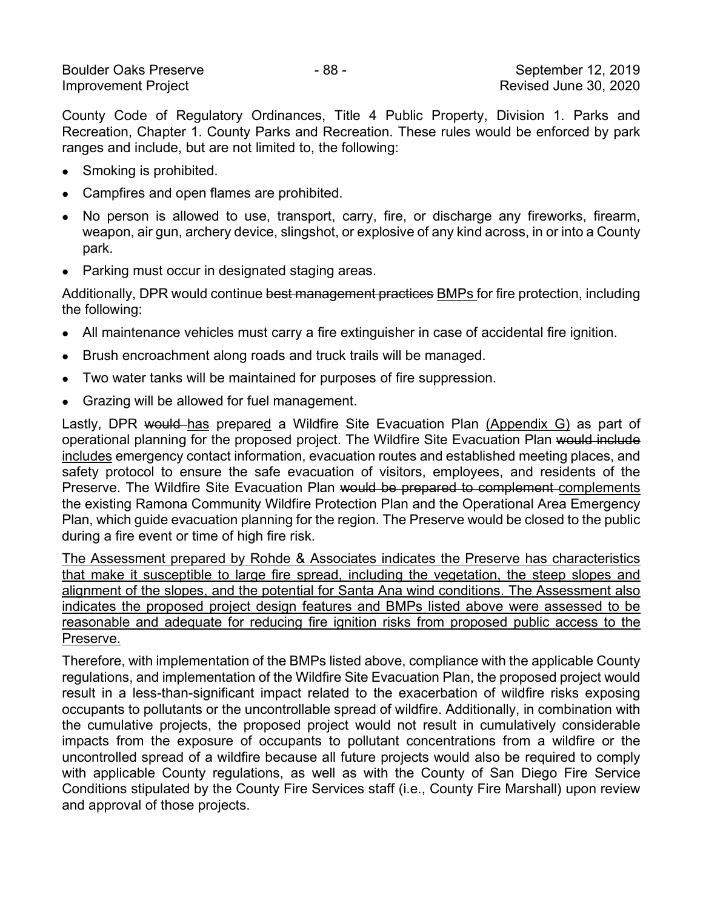County Code of Regulatory Ordinances, Title 4 Public Property, Division 1. Parks and Recreation, Chapter 1. County Parks and Recreation. These rules would be enforced by park ranges and include, but are not limited to, the following:

- Smoking is prohibited.
- Campfires and open flames are prohibited.
- No person is allowed to use, transport, carry, fire, or discharge any fireworks, firearm, weapon, air gun, archery device, slingshot, or explosive of any kind across, in or into a County park.
- Parking must occur in designated staging areas.

Additionally, DPR would continue ~~best management practices~~ <u>BMPs</u> for fire protection, including the following:

- All maintenance vehicles must carry a fire extinguisher in case of accidental fire ignition.
- Brush encroachment along roads and truck trails will be managed.
- Two water tanks will be maintained for purposes of fire suppression.
- Grazing will be allowed for fuel management.

Lastly, DPR ~~would~~ <u>has</u> prepare<u>d</u> a Wildfire Site Evacuation Plan <u>(Appendix G)</u> as part of operational planning for the proposed project. The Wildfire Site Evacuation Plan ~~would include~~ <u>includes</u> emergency contact information, evacuation routes and established meeting places, and safety protocol to ensure the safe evacuation of visitors, employees, and residents of the Preserve. The Wildfire Site Evacuation Plan ~~would be prepared to complement~~ <u>complements</u> the existing Ramona Community Wildfire Protection Plan and the Operational Area Emergency Plan, which guide evacuation planning for the region. The Preserve would be closed to the public during a fire event or time of high fire risk.

<u>The Assessment prepared by Rohde & Associates indicates the Preserve has characteristics that make it susceptible to large fire spread, including the vegetation, the steep slopes and alignment of the slopes, and the potential for Santa Ana wind conditions. The Assessment also indicates the proposed project design features and BMPs listed above were assessed to be reasonable and adequate for reducing fire ignition risks from proposed public access to the Preserve.</u>

Therefore, with implementation of the BMPs listed above, compliance with the applicable County regulations, and implementation of the Wildfire Site Evacuation Plan, the proposed project would result in a less-than-significant impact related to the exacerbation of wildfire risks exposing occupants to pollutants or the uncontrollable spread of wildfire. Additionally, in combination with the cumulative projects, the proposed project would not result in cumulatively considerable impacts from the exposure of occupants to pollutant concentrations from a wildfire or the uncontrolled spread of a wildfire because all future projects would also be required to comply with applicable County regulations, as well as with the County of San Diego Fire Service Conditions stipulated by the County Fire Services staff (i.e., County Fire Marshall) upon review and approval of those projects.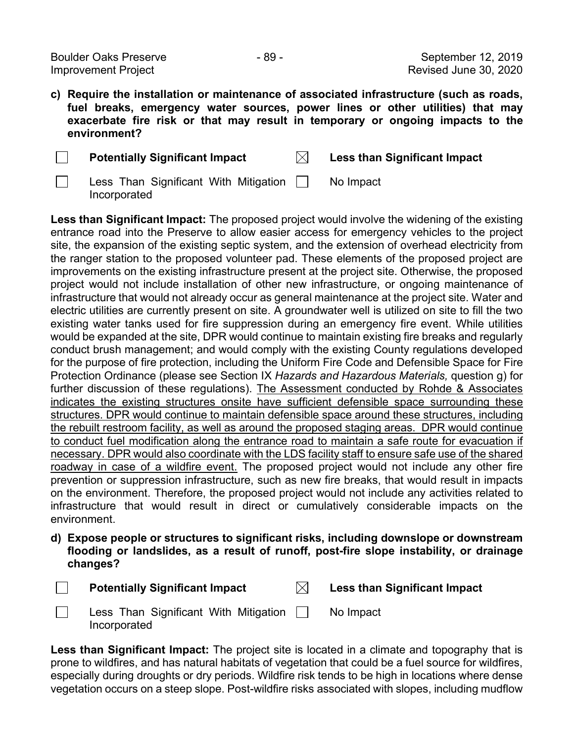**c) Require the installation or maintenance of associated infrastructure (such as roads, fuel breaks, emergency water sources, power lines or other utilities) that may exacerbate fire risk or that may result in temporary or ongoing impacts to the environment?**

- [ ] **Potentially Significant Impact**
- [x] **Less than Significant Impact**
- [ ] Less Than Significant With Mitigation Incorporated
- [ ] No Impact

**Less than Significant Impact:** The proposed project would involve the widening of the existing entrance road into the Preserve to allow easier access for emergency vehicles to the project site, the expansion of the existing septic system, and the extension of overhead electricity from the ranger station to the proposed volunteer pad. These elements of the proposed project are improvements on the existing infrastructure present at the project site. Otherwise, the proposed project would not include installation of other new infrastructure, or ongoing maintenance of infrastructure that would not already occur as general maintenance at the project site. Water and electric utilities are currently present on site. A groundwater well is utilized on site to fill the two existing water tanks used for fire suppression during an emergency fire event. While utilities would be expanded at the site, DPR would continue to maintain existing fire breaks and regularly conduct brush management; and would comply with the existing County regulations developed for the purpose of fire protection, including the Uniform Fire Code and Defensible Space for Fire Protection Ordinance (please see Section IX *Hazards and Hazardous Materials,* question g) for further discussion of these regulations). <u>The Assessment conducted by Rohde & Associates indicates the existing structures onsite have sufficient defensible space surrounding these structures. DPR would continue to maintain defensible space around these structures, including the rebuilt restroom facility, as well as around the proposed staging areas. DPR would continue to conduct fuel modification along the entrance road to maintain a safe route for evacuation if necessary. DPR would also coordinate with the LDS facility staff to ensure safe use of the shared roadway in case of a wildfire event.</u> The proposed project would not include any other fire prevention or suppression infrastructure, such as new fire breaks, that would result in impacts on the environment. Therefore, the proposed project would not include any activities related to infrastructure that would result in direct or cumulatively considerable impacts on the environment.

**d) Expose people or structures to significant risks, including downslope or downstream flooding or landslides, as a result of runoff, post-fire slope instability, or drainage changes?**

- [ ] **Potentially Significant Impact**
- [x] **Less than Significant Impact**
- [ ] Less Than Significant With Mitigation Incorporated
- [ ] No Impact

**Less than Significant Impact:** The project site is located in a climate and topography that is prone to wildfires, and has natural habitats of vegetation that could be a fuel source for wildfires, especially during droughts or dry periods. Wildfire risk tends to be high in locations where dense vegetation occurs on a steep slope. Post-wildfire risks associated with slopes, including mudflow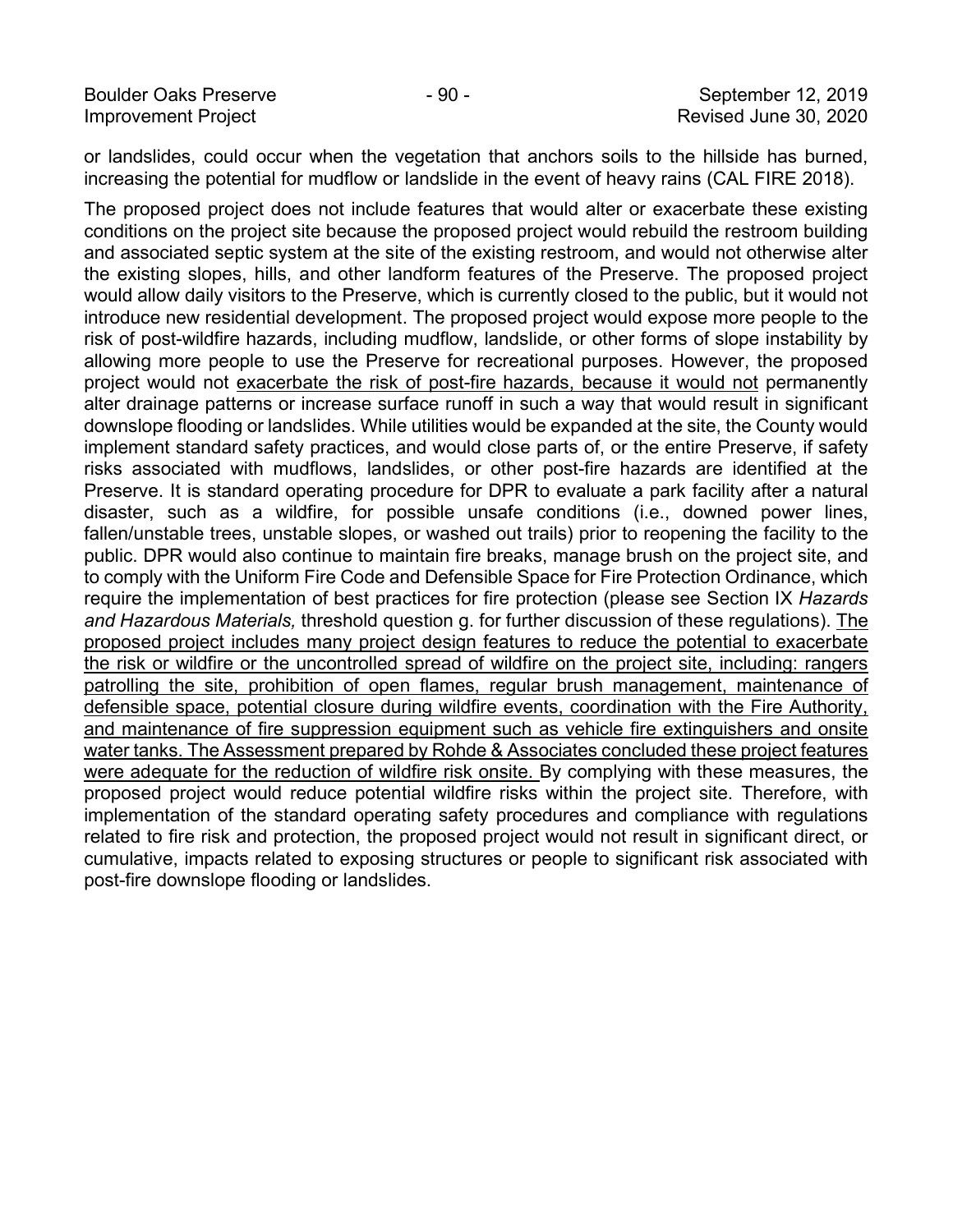or landslides, could occur when the vegetation that anchors soils to the hillside has burned, increasing the potential for mudflow or landslide in the event of heavy rains (CAL FIRE 2018).

The proposed project does not include features that would alter or exacerbate these existing conditions on the project site because the proposed project would rebuild the restroom building and associated septic system at the site of the existing restroom, and would not otherwise alter the existing slopes, hills, and other landform features of the Preserve. The proposed project would allow daily visitors to the Preserve, which is currently closed to the public, but it would not introduce new residential development. The proposed project would expose more people to the risk of post-wildfire hazards, including mudflow, landslide, or other forms of slope instability by allowing more people to use the Preserve for recreational purposes. However, the proposed project would not <u>exacerbate the risk of post-fire hazards, because it would not</u> permanently alter drainage patterns or increase surface runoff in such a way that would result in significant downslope flooding or landslides. While utilities would be expanded at the site, the County would implement standard safety practices, and would close parts of, or the entire Preserve, if safety risks associated with mudflows, landslides, or other post-fire hazards are identified at the Preserve. It is standard operating procedure for DPR to evaluate a park facility after a natural disaster, such as a wildfire, for possible unsafe conditions (i.e., downed power lines, fallen/unstable trees, unstable slopes, or washed out trails) prior to reopening the facility to the public. DPR would also continue to maintain fire breaks, manage brush on the project site, and to comply with the Uniform Fire Code and Defensible Space for Fire Protection Ordinance, which require the implementation of best practices for fire protection (please see Section IX *Hazards and Hazardous Materials,* threshold question g. for further discussion of these regulations). <u>The proposed project includes many project design features to reduce the potential to exacerbate the risk or wildfire or the uncontrolled spread of wildfire on the project site, including: rangers patrolling the site, prohibition of open flames, regular brush management, maintenance of defensible space, potential closure during wildfire events, coordination with the Fire Authority, and maintenance of fire suppression equipment such as vehicle fire extinguishers and onsite water tanks. The Assessment prepared by Rohde & Associates concluded these project features were adequate for the reduction of wildfire risk onsite.</u> By complying with these measures, the proposed project would reduce potential wildfire risks within the project site. Therefore, with implementation of the standard operating safety procedures and compliance with regulations related to fire risk and protection, the proposed project would not result in significant direct, or cumulative, impacts related to exposing structures or people to significant risk associated with post-fire downslope flooding or landslides.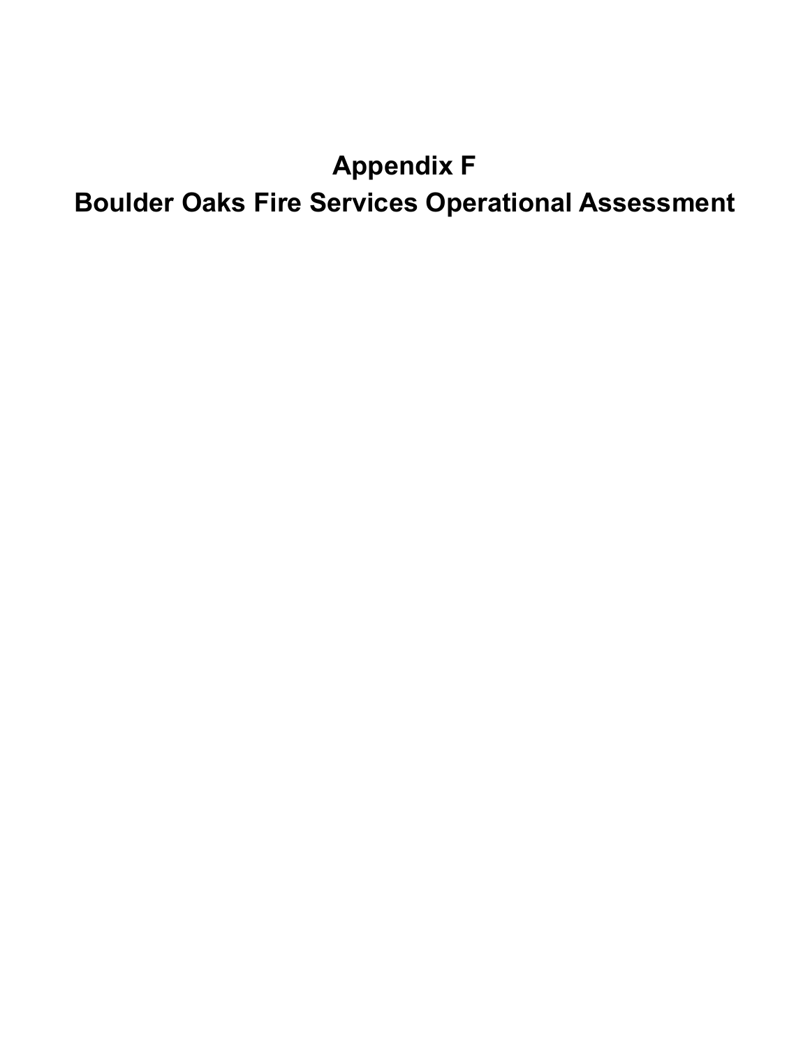# Appendix F

# Boulder Oaks Fire Services Operational Assessment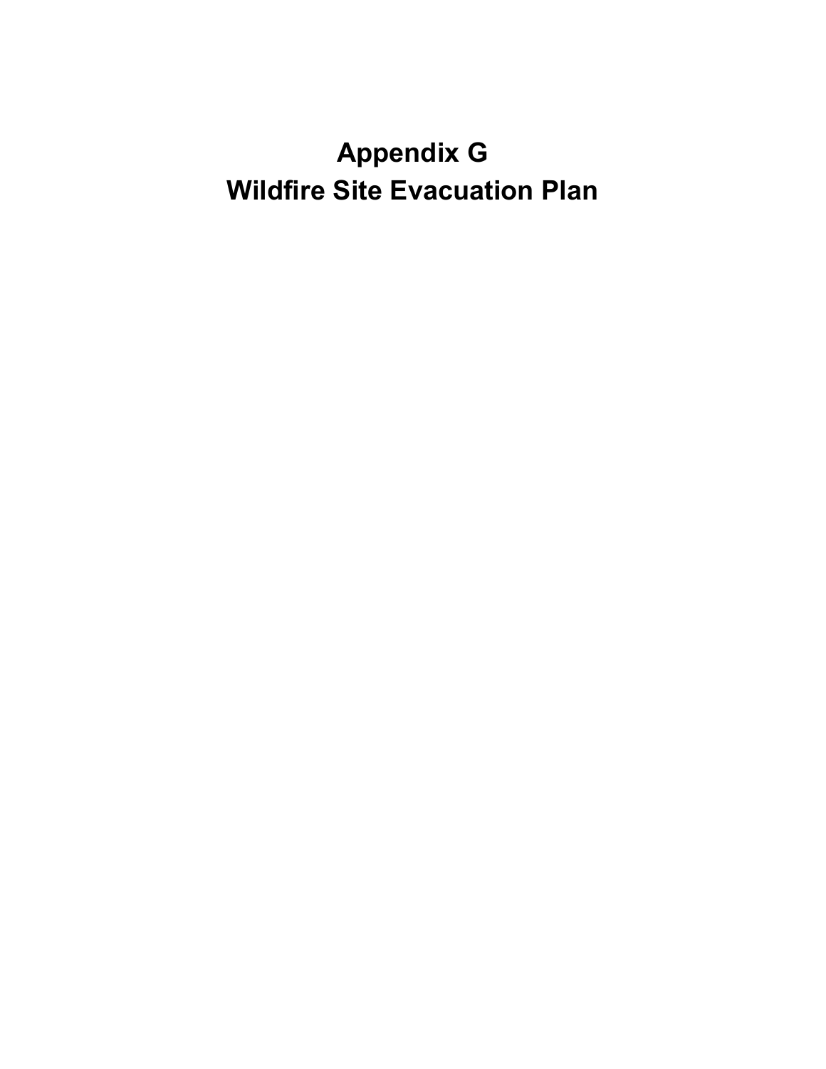# Appendix G
# Wildfire Site Evacuation Plan